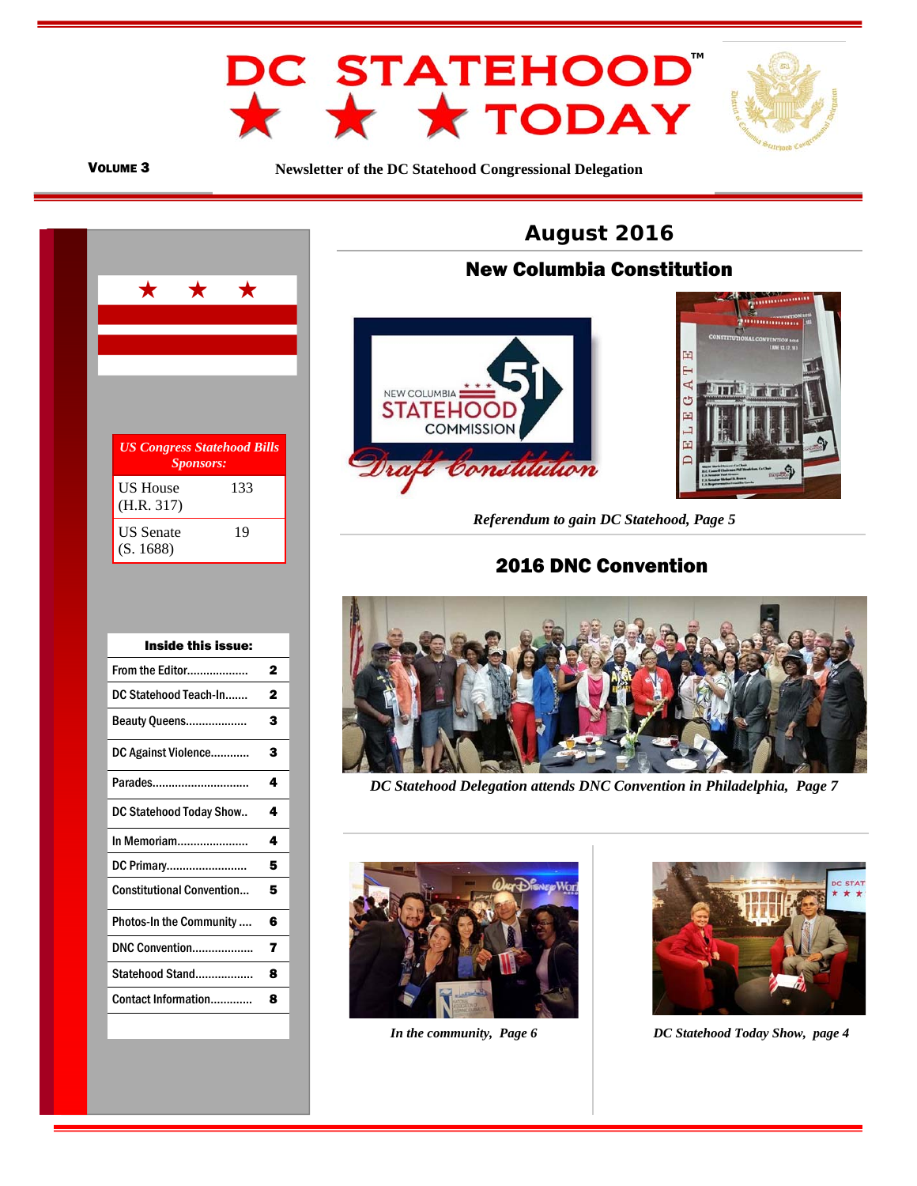# DC STATEHOOD™ TODAY

**VOLUME 3**

**Newsletter of the DC Statehood Congressional Delegation**

| US Congress Statehood Bills Sponsors: | |
|---|---|
| US House (H.R. 317) | 133 |
| US Senate (S. 1688) | 19 |

| Inside this issue: | |
|---|---|
| From the Editor.................. | 2 |
| DC Statehood Teach-In....... | 2 |
| Beauty Queens.................. | 3 |
| DC Against Violence........... | 3 |
| Parades............................ | 4 |
| DC Statehood Today Show.. | 4 |
| In Memoriam..................... | 4 |
| DC Primary......................... | 5 |
| Constitutional Convention... | 5 |
| Photos-In the Community .... | 6 |
| DNC Convention.................. | 7 |
| Statehood Stand................. | 8 |
| Contact Information............ | 8 |

## August 2016

## New Columbia Constitution

*Referendum to gain DC Statehood, Page 5*

## 2016 DNC Convention

*DC Statehood Delegation attends DNC Convention in Philadelphia, Page 7*

*In the community, Page 6*

*DC Statehood Today Show, page 4*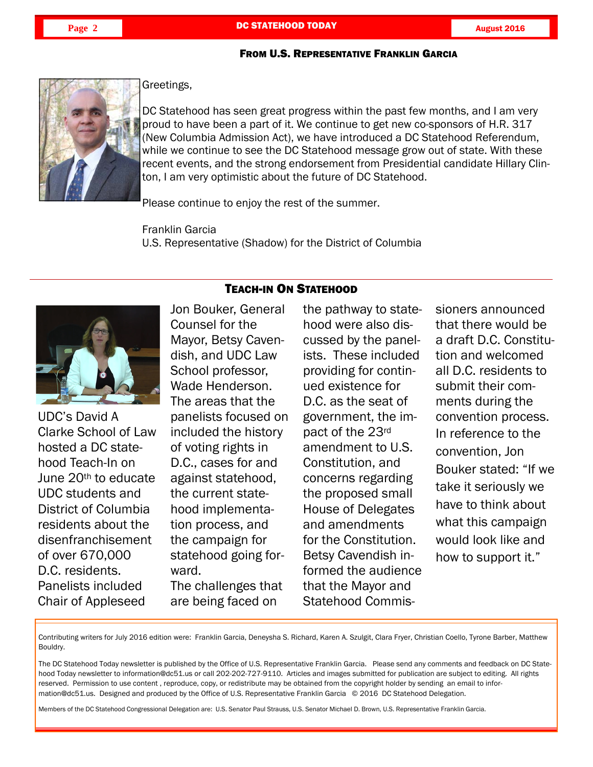## From U.S. Representative Franklin Garcia

Greetings,

DC Statehood has seen great progress within the past few months, and I am very proud to have been a part of it. We continue to get new co-sponsors of H.R. 317 (New Columbia Admission Act), we have introduced a DC Statehood Referendum, while we continue to see the DC Statehood message grow out of state. With these recent events, and the strong endorsement from Presidential candidate Hillary Clinton, I am very optimistic about the future of DC Statehood.

Please continue to enjoy the rest of the summer.

Franklin Garcia
U.S. Representative (Shadow) for the District of Columbia

## Teach-in On Statehood

UDC's David A Clarke School of Law hosted a DC statehood Teach-In on June 20th to educate UDC students and District of Columbia residents about the disenfranchisement of over 670,000 D.C. residents. Panelists included Chair of Appleseed Jon Bouker, General Counsel for the Mayor, Betsy Cavendish, and UDC Law School professor, Wade Henderson. The areas that the panelists focused on included the history of voting rights in D.C., cases for and against statehood, the current statehood implementation process, and the campaign for statehood going forward.

The challenges that are being faced on the pathway to statehood were also discussed by the panelists. These included providing for continued existence for D.C. as the seat of government, the impact of the 23rd amendment to U.S. Constitution, and concerns regarding the proposed small House of Delegates and amendments for the Constitution. Betsy Cavendish informed the audience that the Mayor and Statehood Commissioners announced that there would be a draft D.C. Constitution and welcomed all D.C. residents to submit their comments during the convention process. In reference to the convention, Jon Bouker stated: "If we take it seriously we have to think about what this campaign would look like and how to support it."

---

Contributing writers for July 2016 edition were: Franklin Garcia, Deneysha S. Richard, Karen A. Szulgit, Clara Fryer, Christian Coello, Tyrone Barber, Matthew Bouldry.

The DC Statehood Today newsletter is published by the Office of U.S. Representative Franklin Garcia. Please send any comments and feedback on DC Statehood Today newsletter to information@dc51.us or call 202-202-727-9110. Articles and images submitted for publication are subject to editing. All rights reserved. Permission to use content , reproduce, copy, or redistribute may be obtained from the copyright holder by sending an email to information@dc51.us. Designed and produced by the Office of U.S. Representative Franklin Garcia © 2016 DC Statehood Delegation.

Members of the DC Statehood Congressional Delegation are: U.S. Senator Paul Strauss, U.S. Senator Michael D. Brown, U.S. Representative Franklin Garcia.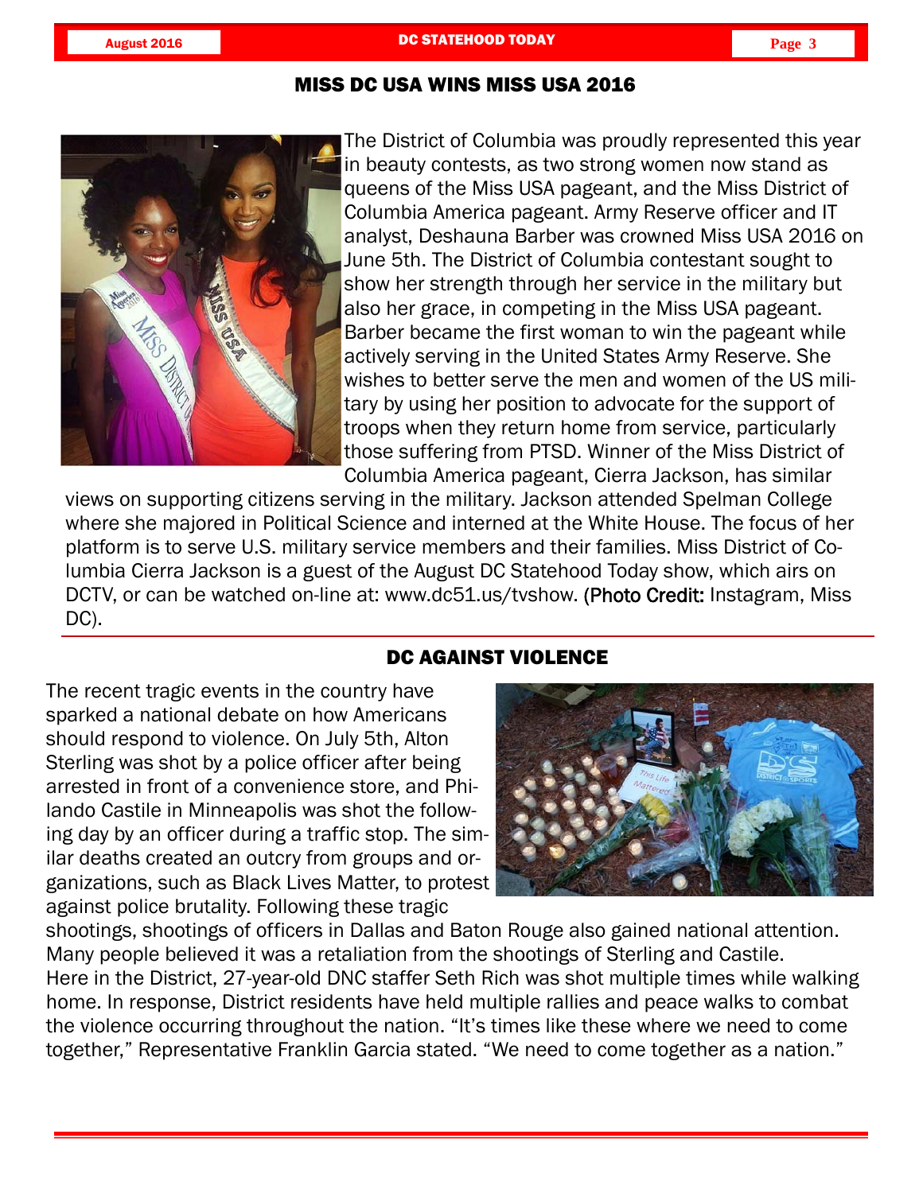## MISS DC USA WINS MISS USA 2016

The District of Columbia was proudly represented this year in beauty contests, as two strong women now stand as queens of the Miss USA pageant, and the Miss District of Columbia America pageant. Army Reserve officer and IT analyst, Deshauna Barber was crowned Miss USA 2016 on June 5th. The District of Columbia contestant sought to show her strength through her service in the military but also her grace, in competing in the Miss USA pageant. Barber became the first woman to win the pageant while actively serving in the United States Army Reserve. She wishes to better serve the men and women of the US military by using her position to advocate for the support of troops when they return home from service, particularly those suffering from PTSD. Winner of the Miss District of Columbia America pageant, Cierra Jackson, has similar views on supporting citizens serving in the military. Jackson attended Spelman College where she majored in Political Science and interned at the White House. The focus of her platform is to serve U.S. military service members and their families. Miss District of Columbia Cierra Jackson is a guest of the August DC Statehood Today show, which airs on DCTV, or can be watched on-line at: www.dc51.us/tvshow. (Photo Credit: Instagram, Miss DC).

## DC AGAINST VIOLENCE

The recent tragic events in the country have sparked a national debate on how Americans should respond to violence. On July 5th, Alton Sterling was shot by a police officer after being arrested in front of a convenience store, and Philando Castile in Minneapolis was shot the following day by an officer during a traffic stop. The similar deaths created an outcry from groups and organizations, such as Black Lives Matter, to protest against police brutality. Following these tragic shootings, shootings of officers in Dallas and Baton Rouge also gained national attention. Many people believed it was a retaliation from the shootings of Sterling and Castile.
Here in the District, 27-year-old DNC staffer Seth Rich was shot multiple times while walking home. In response, District residents have held multiple rallies and peace walks to combat the violence occurring throughout the nation. "It's times like these where we need to come together," Representative Franklin Garcia stated. "We need to come together as a nation."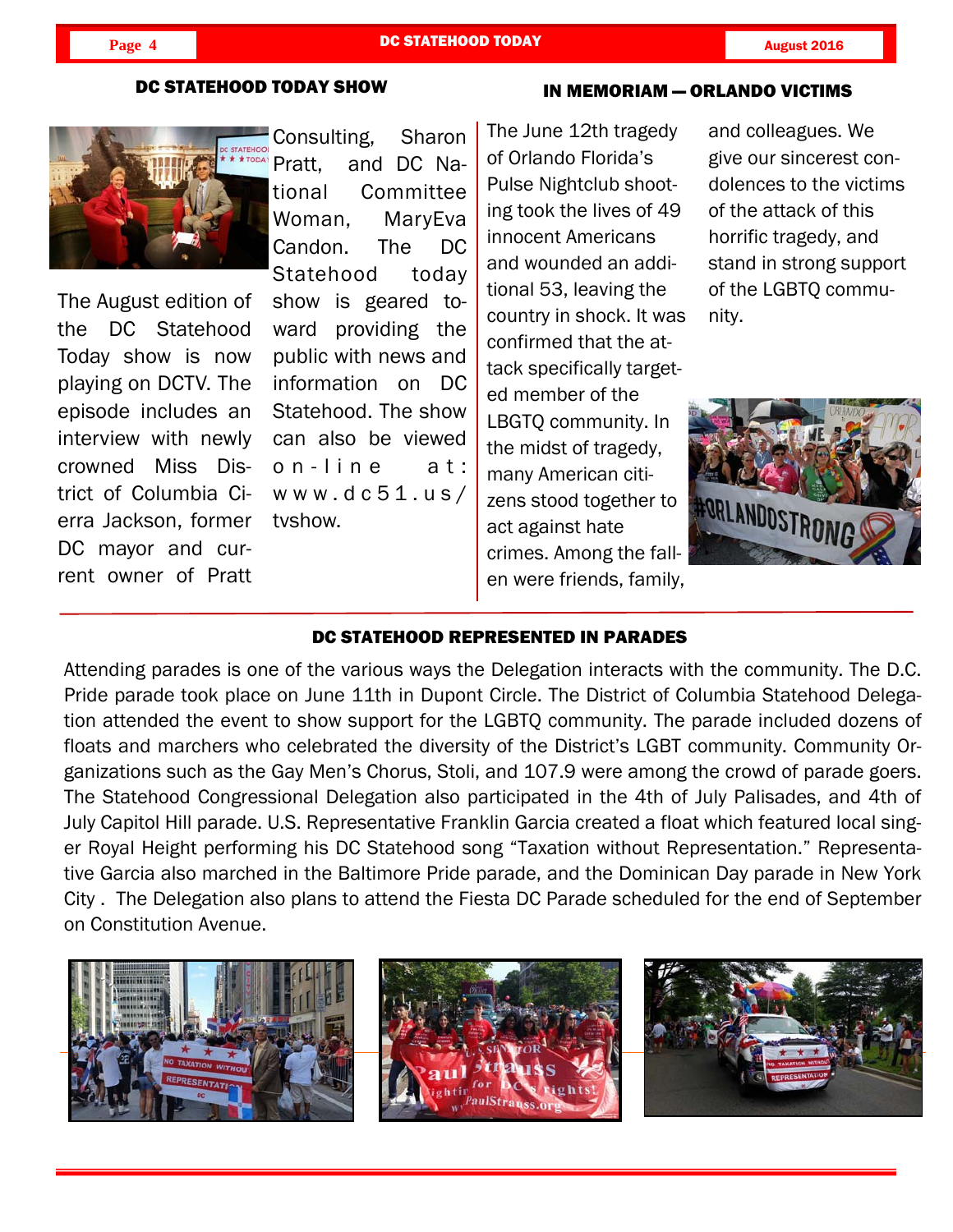## DC STATEHOOD TODAY SHOW

The August edition of the DC Statehood Today show is now playing on DCTV. The episode includes an interview with newly crowned Miss District of Columbia Cierra Jackson, former DC mayor and current owner of Pratt Consulting, Sharon Pratt, and DC National Committee Woman, MaryEva Candon. The DC Statehood today show is geared toward providing the public with news and information on DC Statehood. The show can also be viewed on-line at: www.dc51.us/tvshow.

## IN MEMORIAM — ORLANDO VICTIMS

The June 12th tragedy of Orlando Florida's Pulse Nightclub shooting took the lives of 49 innocent Americans and wounded an additional 53, leaving the country in shock. It was confirmed that the attack specifically targeted member of the LBGTQ community. In the midst of tragedy, many American citizens stood together to act against hate crimes. Among the fallen were friends, family, and colleagues. We give our sincerest condolences to the victims of the attack of this horrific tragedy, and stand in strong support of the LGBTQ community.

## DC STATEHOOD REPRESENTED IN PARADES

Attending parades is one of the various ways the Delegation interacts with the community. The D.C. Pride parade took place on June 11th in Dupont Circle. The District of Columbia Statehood Delegation attended the event to show support for the LGBTQ community. The parade included dozens of floats and marchers who celebrated the diversity of the District's LGBT community. Community Organizations such as the Gay Men's Chorus, Stoli, and 107.9 were among the crowd of parade goers. The Statehood Congressional Delegation also participated in the 4th of July Palisades, and 4th of July Capitol Hill parade. U.S. Representative Franklin Garcia created a float which featured local singer Royal Height performing his DC Statehood song "Taxation without Representation." Representative Garcia also marched in the Baltimore Pride parade, and the Dominican Day parade in New York City . The Delegation also plans to attend the Fiesta DC Parade scheduled for the end of September on Constitution Avenue.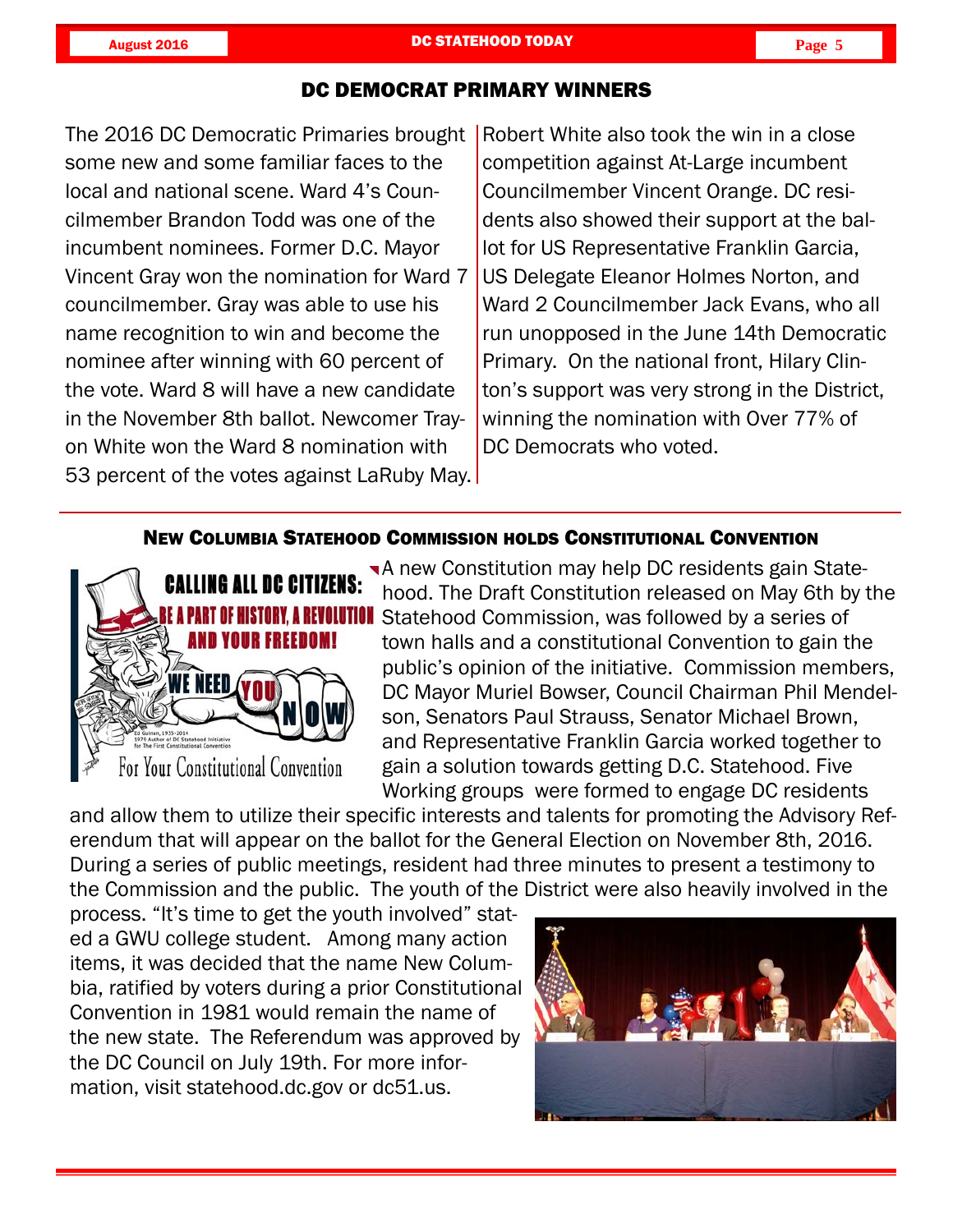## DC DEMOCRAT PRIMARY WINNERS

The 2016 DC Democratic Primaries brought some new and some familiar faces to the local and national scene. Ward 4's Councilmember Brandon Todd was one of the incumbent nominees. Former D.C. Mayor Vincent Gray won the nomination for Ward 7 councilmember. Gray was able to use his name recognition to win and become the nominee after winning with 60 percent of the vote. Ward 8 will have a new candidate in the November 8th ballot. Newcomer Trayon White won the Ward 8 nomination with 53 percent of the votes against LaRuby May. Robert White also took the win in a close competition against At-Large incumbent Councilmember Vincent Orange. DC residents also showed their support at the ballot for US Representative Franklin Garcia, US Delegate Eleanor Holmes Norton, and Ward 2 Councilmember Jack Evans, who all run unopposed in the June 14th Democratic Primary. On the national front, Hilary Clinton's support was very strong in the District, winning the nomination with Over 77% of DC Democrats who voted.

## NEW COLUMBIA STATEHOOD COMMISSION HOLDS CONSTITUTIONAL CONVENTION

A new Constitution may help DC residents gain Statehood. The Draft Constitution released on May 6th by the Statehood Commission, was followed by a series of town halls and a constitutional Convention to gain the public's opinion of the initiative. Commission members, DC Mayor Muriel Bowser, Council Chairman Phil Mendelson, Senators Paul Strauss, Senator Michael Brown, and Representative Franklin Garcia worked together to gain a solution towards getting D.C. Statehood. Five Working groups were formed to engage DC residents and allow them to utilize their specific interests and talents for promoting the Advisory Referendum that will appear on the ballot for the General Election on November 8th, 2016. During a series of public meetings, resident had three minutes to present a testimony to the Commission and the public. The youth of the District were also heavily involved in the process. "It's time to get the youth involved" stated a GWU college student. Among many action items, it was decided that the name New Columbia, ratified by voters during a prior Constitutional Convention in 1981 would remain the name of the new state. The Referendum was approved by the DC Council on July 19th. For more information, visit statehood.dc.gov or dc51.us.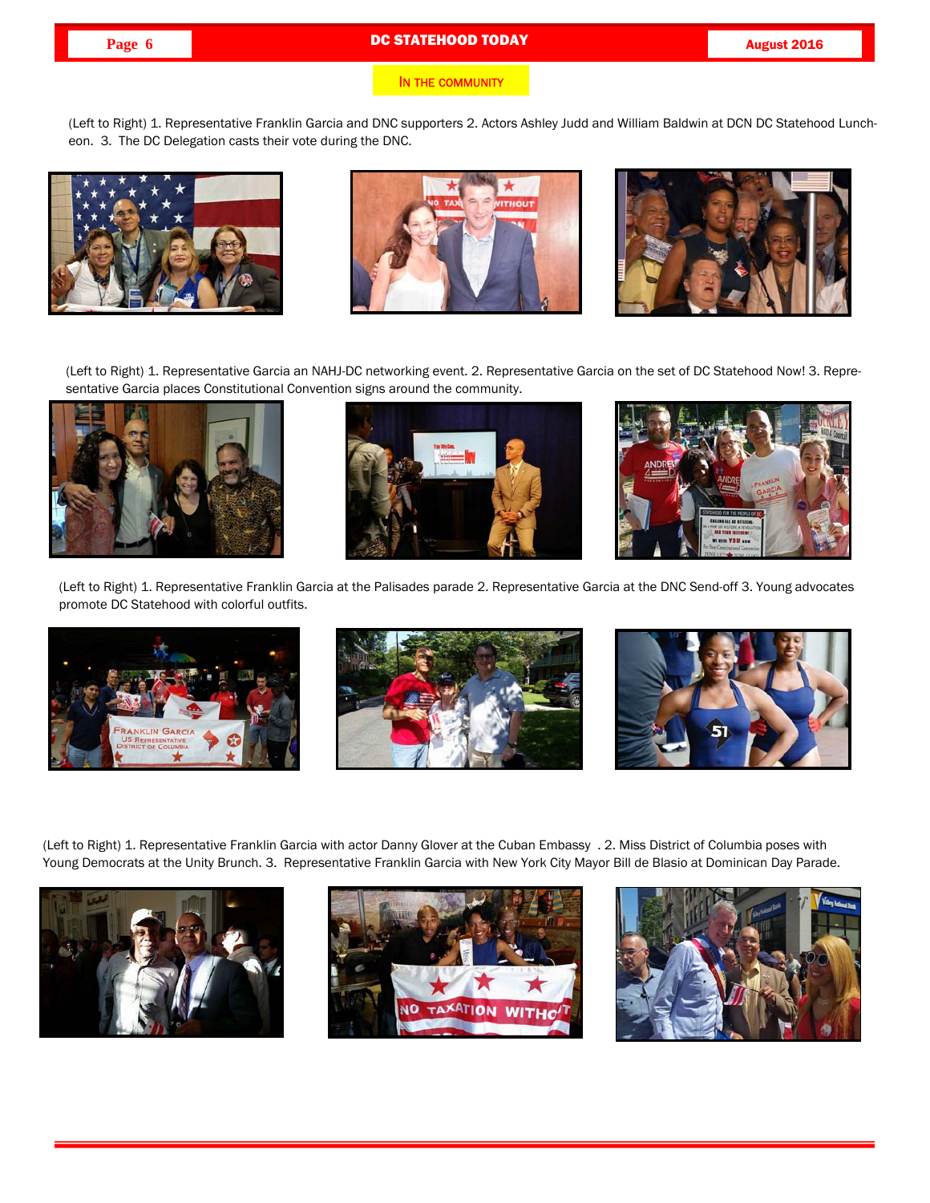## In the community

(Left to Right) 1. Representative Franklin Garcia and DNC supporters 2. Actors Ashley Judd and William Baldwin at DCN DC Statehood Luncheon. 3. The DC Delegation casts their vote during the DNC.

(Left to Right) 1. Representative Garcia an NAHJ-DC networking event. 2. Representative Garcia on the set of DC Statehood Now! 3. Representative Garcia places Constitutional Convention signs around the community.

(Left to Right) 1. Representative Franklin Garcia at the Palisades parade 2. Representative Garcia at the DNC Send-off 3. Young advocates promote DC Statehood with colorful outfits.

(Left to Right) 1. Representative Franklin Garcia with actor Danny Glover at the Cuban Embassy . 2. Miss District of Columbia poses with Young Democrats at the Unity Brunch. 3. Representative Franklin Garcia with New York City Mayor Bill de Blasio at Dominican Day Parade.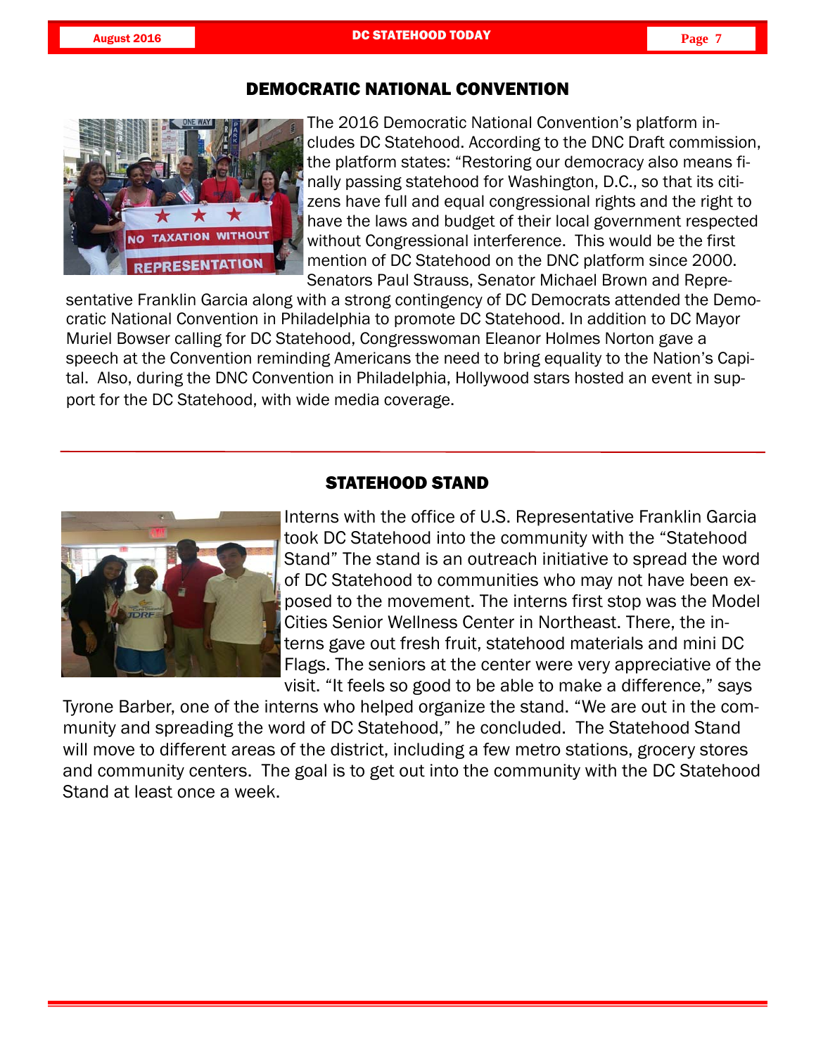## DEMOCRATIC NATIONAL CONVENTION

The 2016 Democratic National Convention's platform includes DC Statehood. According to the DNC Draft commission, the platform states: "Restoring our democracy also means finally passing statehood for Washington, D.C., so that its citizens have full and equal congressional rights and the right to have the laws and budget of their local government respected without Congressional interference. This would be the first mention of DC Statehood on the DNC platform since 2000. Senators Paul Strauss, Senator Michael Brown and Representative Franklin Garcia along with a strong contingency of DC Democrats attended the Democratic National Convention in Philadelphia to promote DC Statehood. In addition to DC Mayor Muriel Bowser calling for DC Statehood, Congresswoman Eleanor Holmes Norton gave a speech at the Convention reminding Americans the need to bring equality to the Nation's Capital. Also, during the DNC Convention in Philadelphia, Hollywood stars hosted an event in support for the DC Statehood, with wide media coverage.

## STATEHOOD STAND

Interns with the office of U.S. Representative Franklin Garcia took DC Statehood into the community with the "Statehood Stand" The stand is an outreach initiative to spread the word of DC Statehood to communities who may not have been exposed to the movement. The interns first stop was the Model Cities Senior Wellness Center in Northeast. There, the interns gave out fresh fruit, statehood materials and mini DC Flags. The seniors at the center were very appreciative of the visit. "It feels so good to be able to make a difference," says Tyrone Barber, one of the interns who helped organize the stand. "We are out in the community and spreading the word of DC Statehood," he concluded. The Statehood Stand will move to different areas of the district, including a few metro stations, grocery stores and community centers. The goal is to get out into the community with the DC Statehood Stand at least once a week.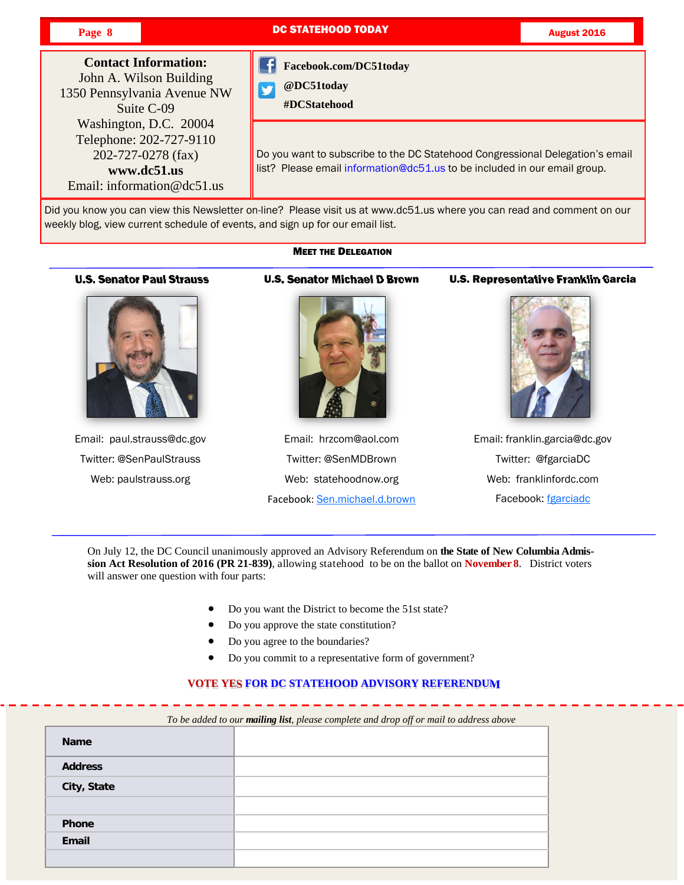**Contact Information:**
John A. Wilson Building
1350 Pennsylvania Avenue NW
Suite C-09
Washington, D.C. 20004
Telephone: 202-727-9110
202-727-0278 (fax)
**www.dc51.us**
Email: information@dc51.us

**Facebook.com/DC51today**
**@DC51today**
**#DCStatehood**

Do you want to subscribe to the DC Statehood Congressional Delegation's email list? Please email information@dc51.us to be included in our email group.

Did you know you can view this Newsletter on-line? Please visit us at www.dc51.us where you can read and comment on our weekly blog, view current schedule of events, and sign up for our email list.

## Meet the Delegation

### U.S. Senator Paul Strauss

Email: paul.strauss@dc.gov

Twitter: @SenPaulStrauss

Web: paulstrauss.org

### U.S. Senator Michael D Brown

Email: hrzcom@aol.com

Twitter: @SenMDBrown

Web: statehoodnow.org

Facebook: Sen.michael.d.brown

### U.S. Representative Franklin Garcia

Email: franklin.garcia@dc.gov

Twitter: @fgarciaDC

Web: franklinfordc.com

Facebook: fgarciadc

---

On July 12, the DC Council unanimously approved an Advisory Referendum on **the State of New Columbia Admission Act Resolution of 2016 (PR 21-839)**, allowing statehood to be on the ballot on **November 8**. District voters will answer one question with four parts:

- Do you want the District to become the 51st state?
- Do you approve the state constitution?
- Do you agree to the boundaries?
- Do you commit to a representative form of government?

**VOTE YES FOR DC STATEHOOD ADVISORY REFERENDUM**

*To be added to our **mailing list**, please complete and drop off or mail to address above*

| | |
|---|---|
| **Name** | |
| **Address** | |
| **City, State** | |
| | |
| **Phone** | |
| **Email** | |
| | |